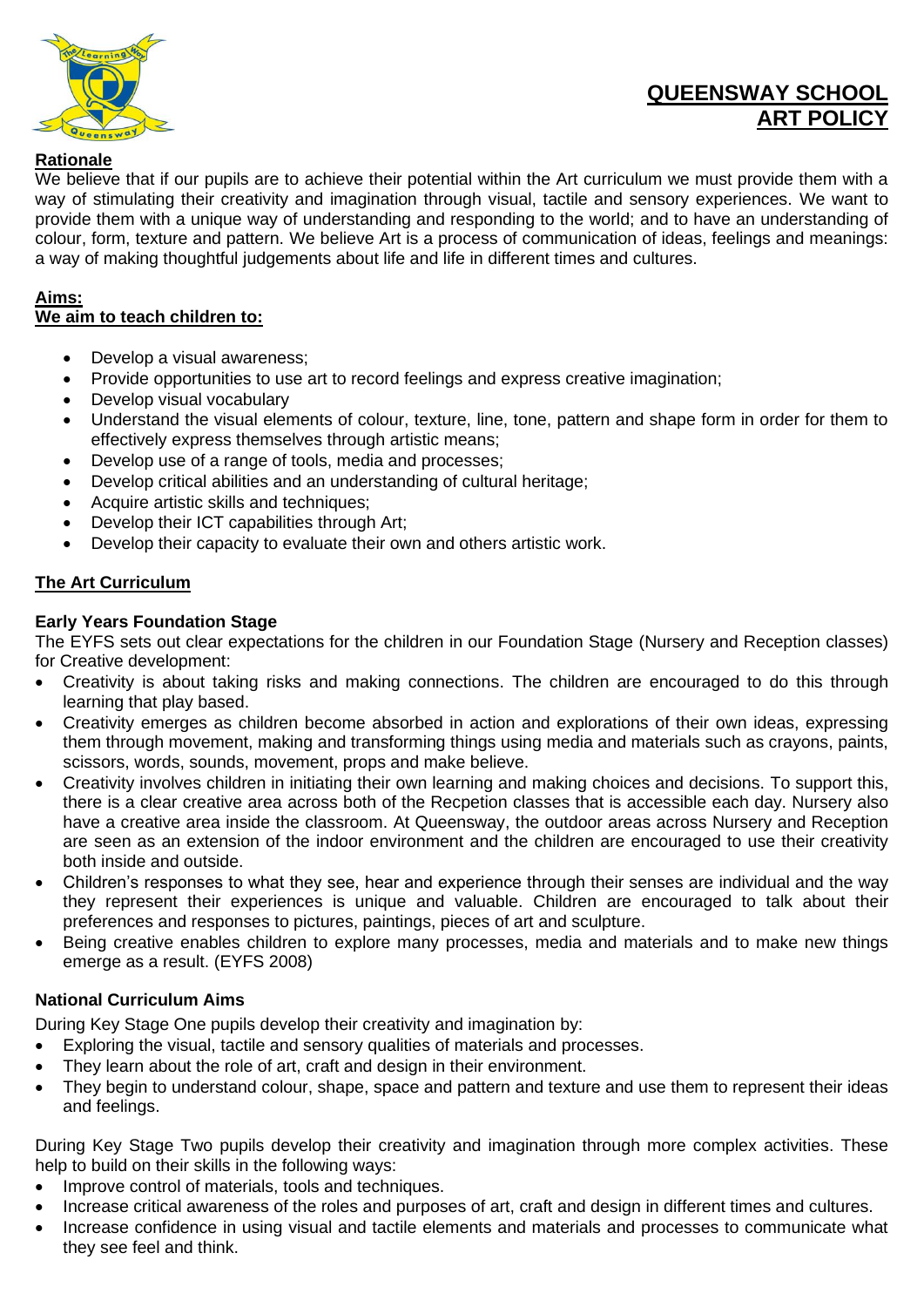# QUEENSWAY SCHOOL ART POLICY

## Rationale

We believe that if our pupils are to achieve their potential within the Art curriculum we must provide them with a way of stimulating their creativity and imagination through visual, tactile and sensory experiences. We want to provide them with a unique way of understanding and responding to the world; and to have an understanding of colour, form, texture and pattern. We believe Art is a process of communication of ideas, feelings and meanings: a way of making thoughtful judgements about life and life in different times and cultures.

## Aims:

### We aim to teach children to:

- Develop a visual awareness;
- Provide opportunities to use art to record feelings and express creative imagination;
- Develop visual vocabulary
- Understand the visual elements of colour, texture, line, tone, pattern and shape form in order for them to effectively express themselves through artistic means;
- Develop use of a range of tools, media and processes;
- Develop critical abilities and an understanding of cultural heritage;
- Acquire artistic skills and techniques;
- Develop their ICT capabilities through Art;
- Develop their capacity to evaluate their own and others artistic work.

## The Art Curriculum

### Early Years Foundation Stage

The EYFS sets out clear expectations for the children in our Foundation Stage (Nursery and Reception classes) for Creative development:

- Creativity is about taking risks and making connections. The children are encouraged to do this through learning that play based.
- Creativity emerges as children become absorbed in action and explorations of their own ideas, expressing them through movement, making and transforming things using media and materials such as crayons, paints, scissors, words, sounds, movement, props and make believe.
- Creativity involves children in initiating their own learning and making choices and decisions. To support this, there is a clear creative area across both of the Recpetion classes that is accessible each day. Nursery also have a creative area inside the classroom. At Queensway, the outdoor areas across Nursery and Reception are seen as an extension of the indoor environment and the children are encouraged to use their creativity both inside and outside.
- Children's responses to what they see, hear and experience through their senses are individual and the way they represent their experiences is unique and valuable. Children are encouraged to talk about their preferences and responses to pictures, paintings, pieces of art and sculpture.
- Being creative enables children to explore many processes, media and materials and to make new things emerge as a result. (EYFS 2008)

### National Curriculum Aims

During Key Stage One pupils develop their creativity and imagination by:

- Exploring the visual, tactile and sensory qualities of materials and processes.
- They learn about the role of art, craft and design in their environment.
- They begin to understand colour, shape, space and pattern and texture and use them to represent their ideas and feelings.

During Key Stage Two pupils develop their creativity and imagination through more complex activities. These help to build on their skills in the following ways:

- Improve control of materials, tools and techniques.
- Increase critical awareness of the roles and purposes of art, craft and design in different times and cultures.
- Increase confidence in using visual and tactile elements and materials and processes to communicate what they see feel and think.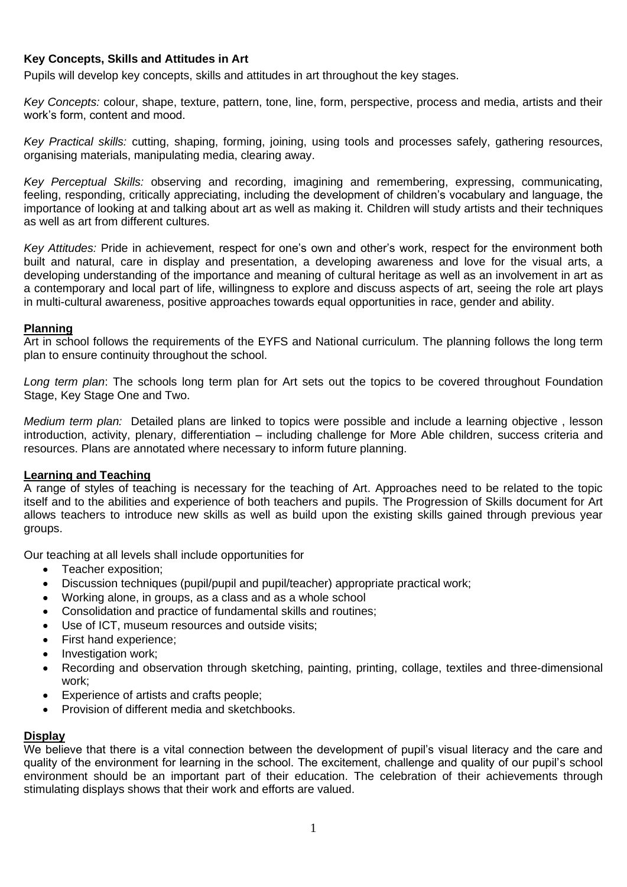**Key Concepts, Skills and Attitudes in Art**

Pupils will develop key concepts, skills and attitudes in art throughout the key stages.

*Key Concepts:* colour, shape, texture, pattern, tone, line, form, perspective, process and media, artists and their work's form, content and mood.

*Key Practical skills:* cutting, shaping, forming, joining, using tools and processes safely, gathering resources, organising materials, manipulating media, clearing away.

*Key Perceptual Skills:* observing and recording, imagining and remembering, expressing, communicating, feeling, responding, critically appreciating, including the development of children's vocabulary and language, the importance of looking at and talking about art as well as making it. Children will study artists and their techniques as well as art from different cultures.

*Key Attitudes:* Pride in achievement, respect for one's own and other's work, respect for the environment both built and natural, care in display and presentation, a developing awareness and love for the visual arts, a developing understanding of the importance and meaning of cultural heritage as well as an involvement in art as a contemporary and local part of life, willingness to explore and discuss aspects of art, seeing the role art plays in multi-cultural awareness, positive approaches towards equal opportunities in race, gender and ability.

## Planning

Art in school follows the requirements of the EYFS and National curriculum. The planning follows the long term plan to ensure continuity throughout the school.

*Long term plan*: The schools long term plan for Art sets out the topics to be covered throughout Foundation Stage, Key Stage One and Two.

*Medium term plan:* Detailed plans are linked to topics were possible and include a learning objective , lesson introduction, activity, plenary, differentiation – including challenge for More Able children, success criteria and resources. Plans are annotated where necessary to inform future planning.

## Learning and Teaching

A range of styles of teaching is necessary for the teaching of Art. Approaches need to be related to the topic itself and to the abilities and experience of both teachers and pupils. The Progression of Skills document for Art allows teachers to introduce new skills as well as build upon the existing skills gained through previous year groups.

Our teaching at all levels shall include opportunities for

- Teacher exposition;
- Discussion techniques (pupil/pupil and pupil/teacher) appropriate practical work;
- Working alone, in groups, as a class and as a whole school
- Consolidation and practice of fundamental skills and routines;
- Use of ICT, museum resources and outside visits;
- First hand experience;
- Investigation work;
- Recording and observation through sketching, painting, printing, collage, textiles and three-dimensional work;
- Experience of artists and crafts people;
- Provision of different media and sketchbooks.

## Display

We believe that there is a vital connection between the development of pupil's visual literacy and the care and quality of the environment for learning in the school. The excitement, challenge and quality of our pupil's school environment should be an important part of their education. The celebration of their achievements through stimulating displays shows that their work and efforts are valued.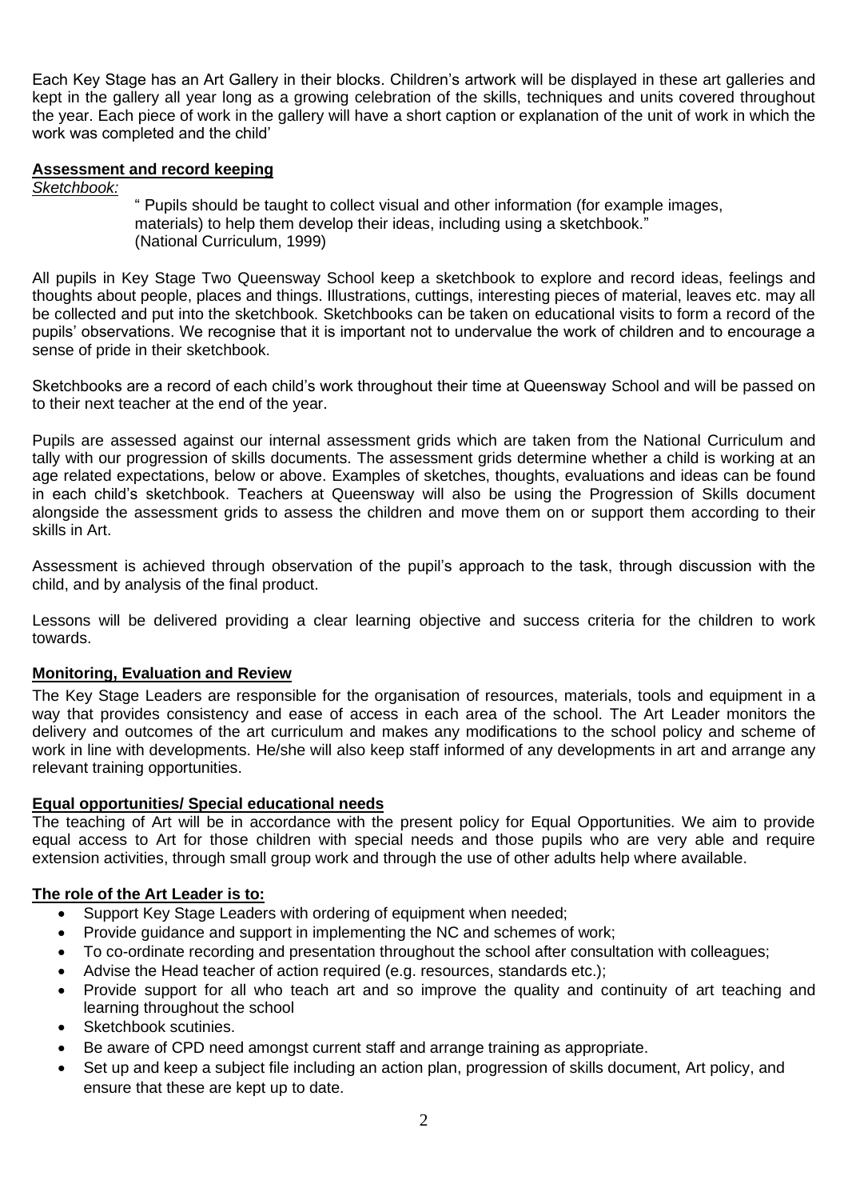Each Key Stage has an Art Gallery in their blocks. Children's artwork will be displayed in these art galleries and kept in the gallery all year long as a growing celebration of the skills, techniques and units covered throughout the year. Each piece of work in the gallery will have a short caption or explanation of the unit of work in which the work was completed and the child'

## Assessment and record keeping

*Sketchbook:*

> " Pupils should be taught to collect visual and other information (for example images, materials) to help them develop their ideas, including using a sketchbook."
> (National Curriculum, 1999)

All pupils in Key Stage Two Queensway School keep a sketchbook to explore and record ideas, feelings and thoughts about people, places and things. Illustrations, cuttings, interesting pieces of material, leaves etc. may all be collected and put into the sketchbook. Sketchbooks can be taken on educational visits to form a record of the pupils' observations. We recognise that it is important not to undervalue the work of children and to encourage a sense of pride in their sketchbook.

Sketchbooks are a record of each child's work throughout their time at Queensway School and will be passed on to their next teacher at the end of the year.

Pupils are assessed against our internal assessment grids which are taken from the National Curriculum and tally with our progression of skills documents. The assessment grids determine whether a child is working at an age related expectations, below or above. Examples of sketches, thoughts, evaluations and ideas can be found in each child's sketchbook. Teachers at Queensway will also be using the Progression of Skills document alongside the assessment grids to assess the children and move them on or support them according to their skills in Art.

Assessment is achieved through observation of the pupil's approach to the task, through discussion with the child, and by analysis of the final product.

Lessons will be delivered providing a clear learning objective and success criteria for the children to work towards.

## Monitoring, Evaluation and Review

The Key Stage Leaders are responsible for the organisation of resources, materials, tools and equipment in a way that provides consistency and ease of access in each area of the school. The Art Leader monitors the delivery and outcomes of the art curriculum and makes any modifications to the school policy and scheme of work in line with developments. He/she will also keep staff informed of any developments in art and arrange any relevant training opportunities.

## Equal opportunities/ Special educational needs

The teaching of Art will be in accordance with the present policy for Equal Opportunities. We aim to provide equal access to Art for those children with special needs and those pupils who are very able and require extension activities, through small group work and through the use of other adults help where available.

## The role of the Art Leader is to:

- Support Key Stage Leaders with ordering of equipment when needed;
- Provide guidance and support in implementing the NC and schemes of work;
- To co-ordinate recording and presentation throughout the school after consultation with colleagues;
- Advise the Head teacher of action required (e.g. resources, standards etc.);
- Provide support for all who teach art and so improve the quality and continuity of art teaching and learning throughout the school
- Sketchbook scutinies.
- Be aware of CPD need amongst current staff and arrange training as appropriate.
- Set up and keep a subject file including an action plan, progression of skills document, Art policy, and ensure that these are kept up to date.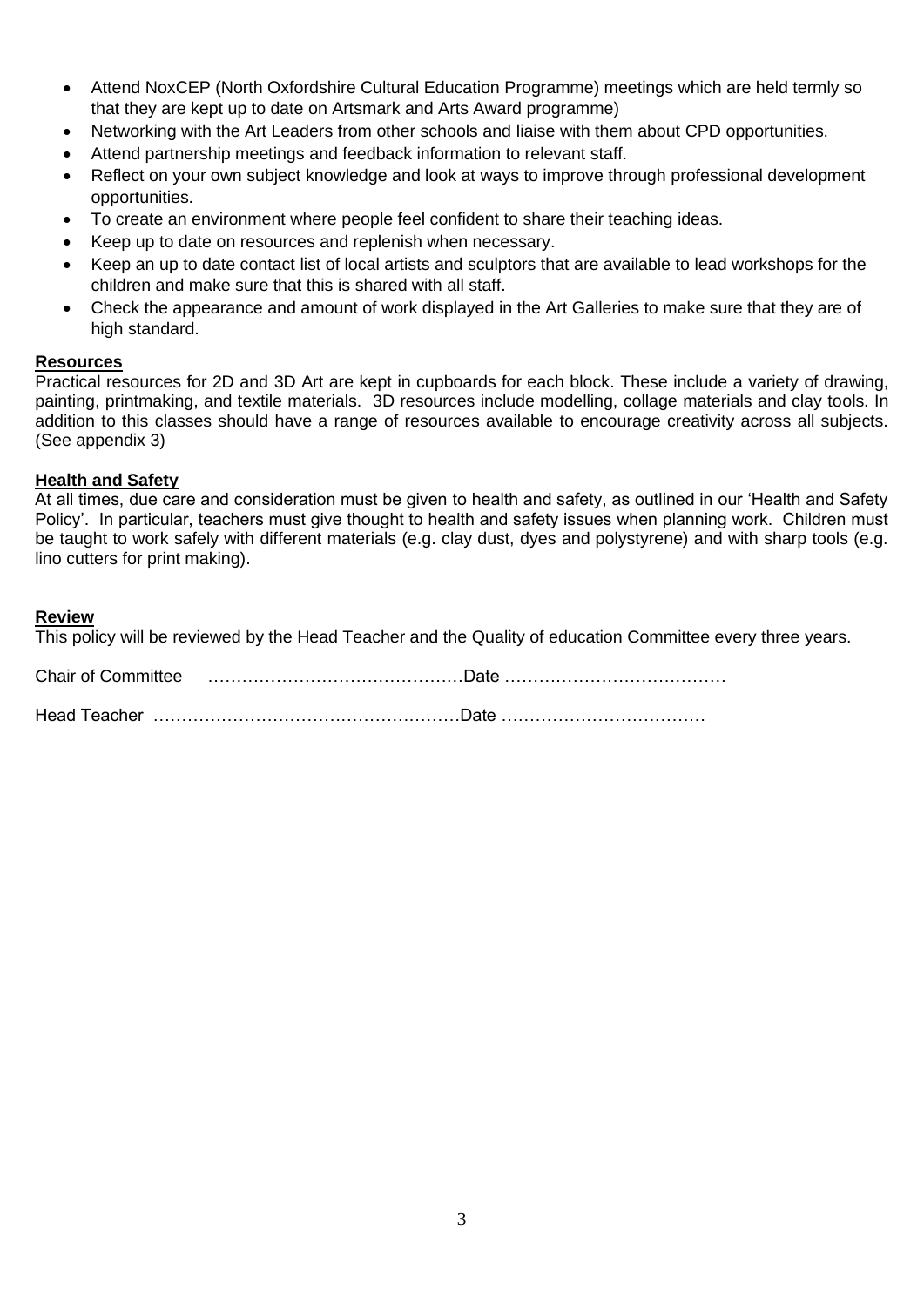- Attend NoxCEP (North Oxfordshire Cultural Education Programme) meetings which are held termly so that they are kept up to date on Artsmark and Arts Award programme)
- Networking with the Art Leaders from other schools and liaise with them about CPD opportunities.
- Attend partnership meetings and feedback information to relevant staff.
- Reflect on your own subject knowledge and look at ways to improve through professional development opportunities.
- To create an environment where people feel confident to share their teaching ideas.
- Keep up to date on resources and replenish when necessary.
- Keep an up to date contact list of local artists and sculptors that are available to lead workshops for the children and make sure that this is shared with all staff.
- Check the appearance and amount of work displayed in the Art Galleries to make sure that they are of high standard.

**Resources**

Practical resources for 2D and 3D Art are kept in cupboards for each block. These include a variety of drawing, painting, printmaking, and textile materials. 3D resources include modelling, collage materials and clay tools. In addition to this classes should have a range of resources available to encourage creativity across all subjects. (See appendix 3)

**Health and Safety**

At all times, due care and consideration must be given to health and safety, as outlined in our 'Health and Safety Policy'. In particular, teachers must give thought to health and safety issues when planning work. Children must be taught to work safely with different materials (e.g. clay dust, dyes and polystyrene) and with sharp tools (e.g. lino cutters for print making).

**Review**

This policy will be reviewed by the Head Teacher and the Quality of education Committee every three years.

Chair of Committee ………………………………………Date …………………………………

Head Teacher ………………………………………………Date ………………………………